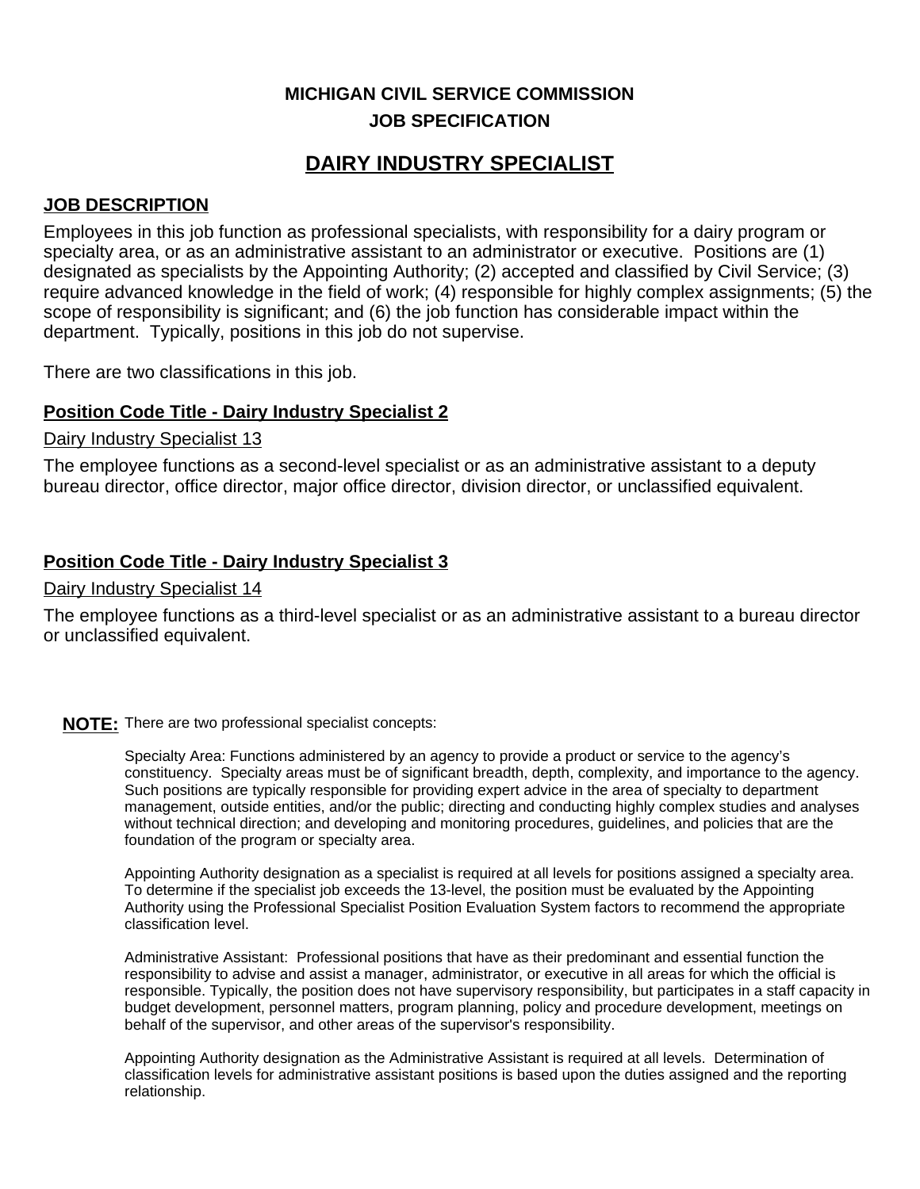# MICHIGAN CIVIL SERVICE COMMISSION
## JOB SPECIFICATION

# DAIRY INDUSTRY SPECIALIST

## JOB DESCRIPTION

Employees in this job function as professional specialists, with responsibility for a dairy program or specialty area, or as an administrative assistant to an administrator or executive. Positions are (1) designated as specialists by the Appointing Authority; (2) accepted and classified by Civil Service; (3) require advanced knowledge in the field of work; (4) responsible for highly complex assignments; (5) the scope of responsibility is significant; and (6) the job function has considerable impact within the department. Typically, positions in this job do not supervise.

There are two classifications in this job.

### Position Code Title - Dairy Industry Specialist 2

Dairy Industry Specialist 13

The employee functions as a second-level specialist or as an administrative assistant to a deputy bureau director, office director, major office director, division director, or unclassified equivalent.

### Position Code Title - Dairy Industry Specialist 3

Dairy Industry Specialist 14

The employee functions as a third-level specialist or as an administrative assistant to a bureau director or unclassified equivalent.

**NOTE:** There are two professional specialist concepts:

Specialty Area: Functions administered by an agency to provide a product or service to the agency's constituency. Specialty areas must be of significant breadth, depth, complexity, and importance to the agency. Such positions are typically responsible for providing expert advice in the area of specialty to department management, outside entities, and/or the public; directing and conducting highly complex studies and analyses without technical direction; and developing and monitoring procedures, guidelines, and policies that are the foundation of the program or specialty area.

Appointing Authority designation as a specialist is required at all levels for positions assigned a specialty area. To determine if the specialist job exceeds the 13-level, the position must be evaluated by the Appointing Authority using the Professional Specialist Position Evaluation System factors to recommend the appropriate classification level.

Administrative Assistant: Professional positions that have as their predominant and essential function the responsibility to advise and assist a manager, administrator, or executive in all areas for which the official is responsible. Typically, the position does not have supervisory responsibility, but participates in a staff capacity in budget development, personnel matters, program planning, policy and procedure development, meetings on behalf of the supervisor, and other areas of the supervisor's responsibility.

Appointing Authority designation as the Administrative Assistant is required at all levels. Determination of classification levels for administrative assistant positions is based upon the duties assigned and the reporting relationship.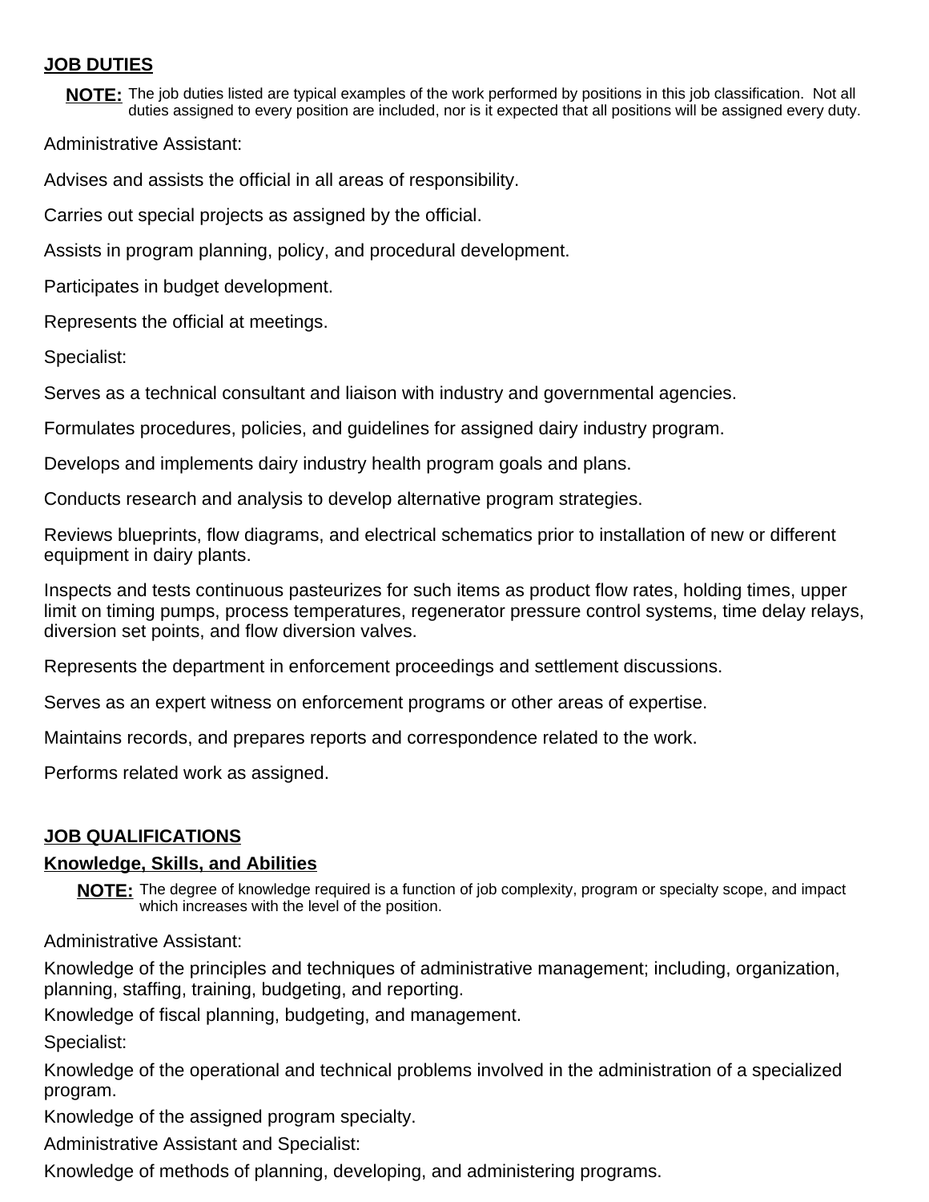## JOB DUTIES

**NOTE:** The job duties listed are typical examples of the work performed by positions in this job classification. Not all duties assigned to every position are included, nor is it expected that all positions will be assigned every duty.

Administrative Assistant:

Advises and assists the official in all areas of responsibility.

Carries out special projects as assigned by the official.

Assists in program planning, policy, and procedural development.

Participates in budget development.

Represents the official at meetings.

Specialist:

Serves as a technical consultant and liaison with industry and governmental agencies.

Formulates procedures, policies, and guidelines for assigned dairy industry program.

Develops and implements dairy industry health program goals and plans.

Conducts research and analysis to develop alternative program strategies.

Reviews blueprints, flow diagrams, and electrical schematics prior to installation of new or different equipment in dairy plants.

Inspects and tests continuous pasteurizes for such items as product flow rates, holding times, upper limit on timing pumps, process temperatures, regenerator pressure control systems, time delay relays, diversion set points, and flow diversion valves.

Represents the department in enforcement proceedings and settlement discussions.

Serves as an expert witness on enforcement programs or other areas of expertise.

Maintains records, and prepares reports and correspondence related to the work.

Performs related work as assigned.

## JOB QUALIFICATIONS

### Knowledge, Skills, and Abilities

**NOTE:** The degree of knowledge required is a function of job complexity, program or specialty scope, and impact which increases with the level of the position.

Administrative Assistant:

Knowledge of the principles and techniques of administrative management; including, organization, planning, staffing, training, budgeting, and reporting.

Knowledge of fiscal planning, budgeting, and management.

Specialist:

Knowledge of the operational and technical problems involved in the administration of a specialized program.

Knowledge of the assigned program specialty.

Administrative Assistant and Specialist:

Knowledge of methods of planning, developing, and administering programs.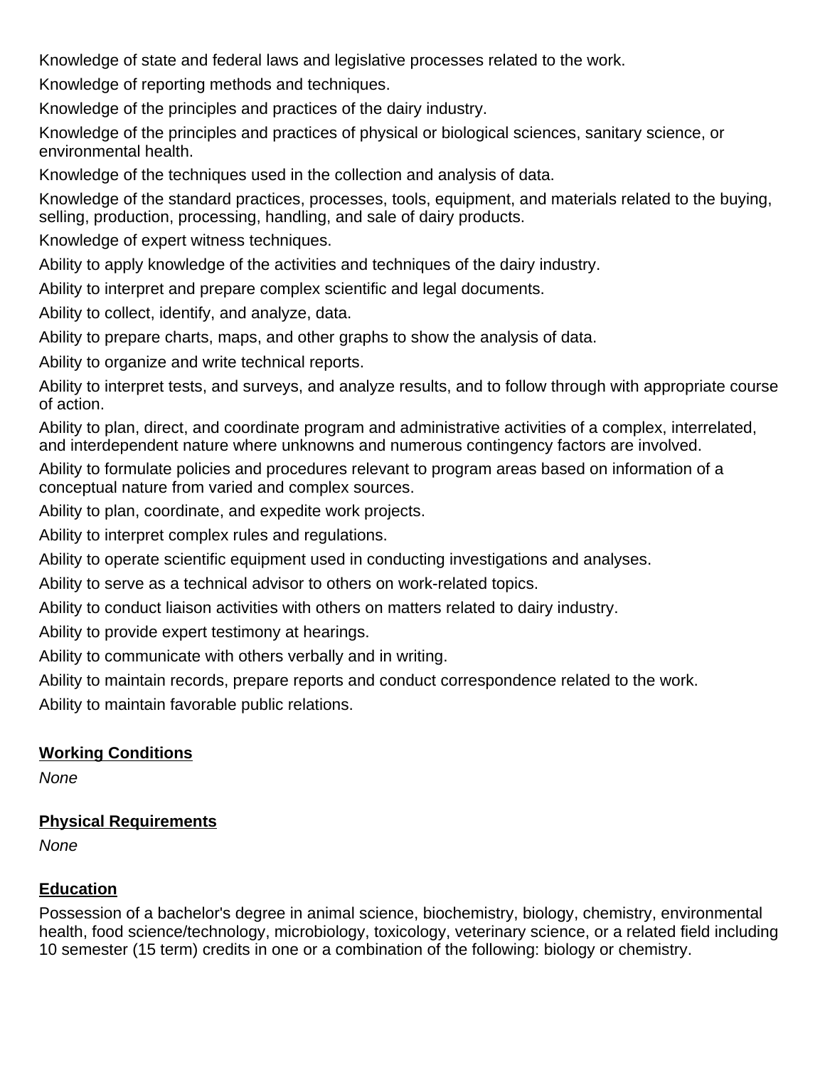Knowledge of state and federal laws and legislative processes related to the work.

Knowledge of reporting methods and techniques.

Knowledge of the principles and practices of the dairy industry.

Knowledge of the principles and practices of physical or biological sciences, sanitary science, or environmental health.

Knowledge of the techniques used in the collection and analysis of data.

Knowledge of the standard practices, processes, tools, equipment, and materials related to the buying, selling, production, processing, handling, and sale of dairy products.

Knowledge of expert witness techniques.

Ability to apply knowledge of the activities and techniques of the dairy industry.

Ability to interpret and prepare complex scientific and legal documents.

Ability to collect, identify, and analyze, data.

Ability to prepare charts, maps, and other graphs to show the analysis of data.

Ability to organize and write technical reports.

Ability to interpret tests, and surveys, and analyze results, and to follow through with appropriate course of action.

Ability to plan, direct, and coordinate program and administrative activities of a complex, interrelated, and interdependent nature where unknowns and numerous contingency factors are involved.

Ability to formulate policies and procedures relevant to program areas based on information of a conceptual nature from varied and complex sources.

Ability to plan, coordinate, and expedite work projects.

Ability to interpret complex rules and regulations.

Ability to operate scientific equipment used in conducting investigations and analyses.

Ability to serve as a technical advisor to others on work-related topics.

Ability to conduct liaison activities with others on matters related to dairy industry.

Ability to provide expert testimony at hearings.

Ability to communicate with others verbally and in writing.

Ability to maintain records, prepare reports and conduct correspondence related to the work.

Ability to maintain favorable public relations.

## Working Conditions

*None*

## Physical Requirements

*None*

## Education

Possession of a bachelor's degree in animal science, biochemistry, biology, chemistry, environmental health, food science/technology, microbiology, toxicology, veterinary science, or a related field including 10 semester (15 term) credits in one or a combination of the following: biology or chemistry.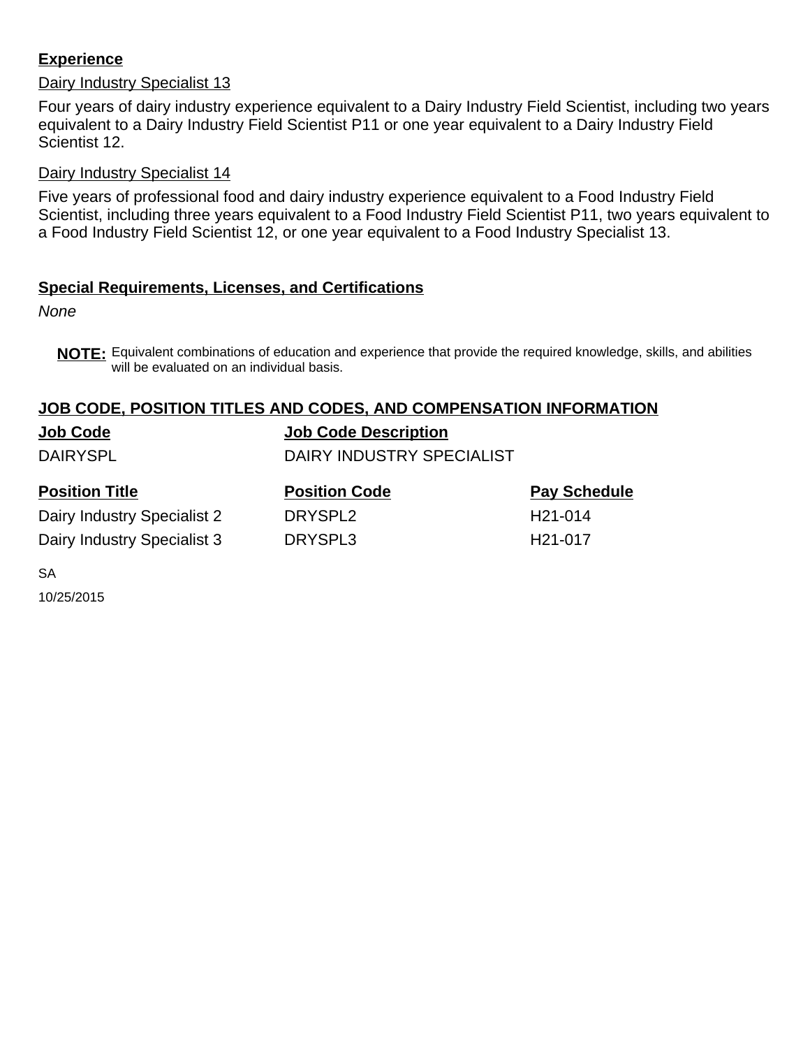**Experience**

Dairy Industry Specialist 13

Four years of dairy industry experience equivalent to a Dairy Industry Field Scientist, including two years equivalent to a Dairy Industry Field Scientist P11 or one year equivalent to a Dairy Industry Field Scientist 12.

Dairy Industry Specialist 14

Five years of professional food and dairy industry experience equivalent to a Food Industry Field Scientist, including three years equivalent to a Food Industry Field Scientist P11, two years equivalent to a Food Industry Field Scientist 12, or one year equivalent to a Food Industry Specialist 13.

**Special Requirements, Licenses, and Certifications**

*None*

**NOTE:** Equivalent combinations of education and experience that provide the required knowledge, skills, and abilities will be evaluated on an individual basis.

**JOB CODE, POSITION TITLES AND CODES, AND COMPENSATION INFORMATION**

| Job Code | Job Code Description |
|---|---|
| DAIRYSPL | DAIRY INDUSTRY SPECIALIST |

| Position Title | Position Code | Pay Schedule |
|---|---|---|
| Dairy Industry Specialist 2 | DRYSPL2 | H21-014 |
| Dairy Industry Specialist 3 | DRYSPL3 | H21-017 |

SA

10/25/2015